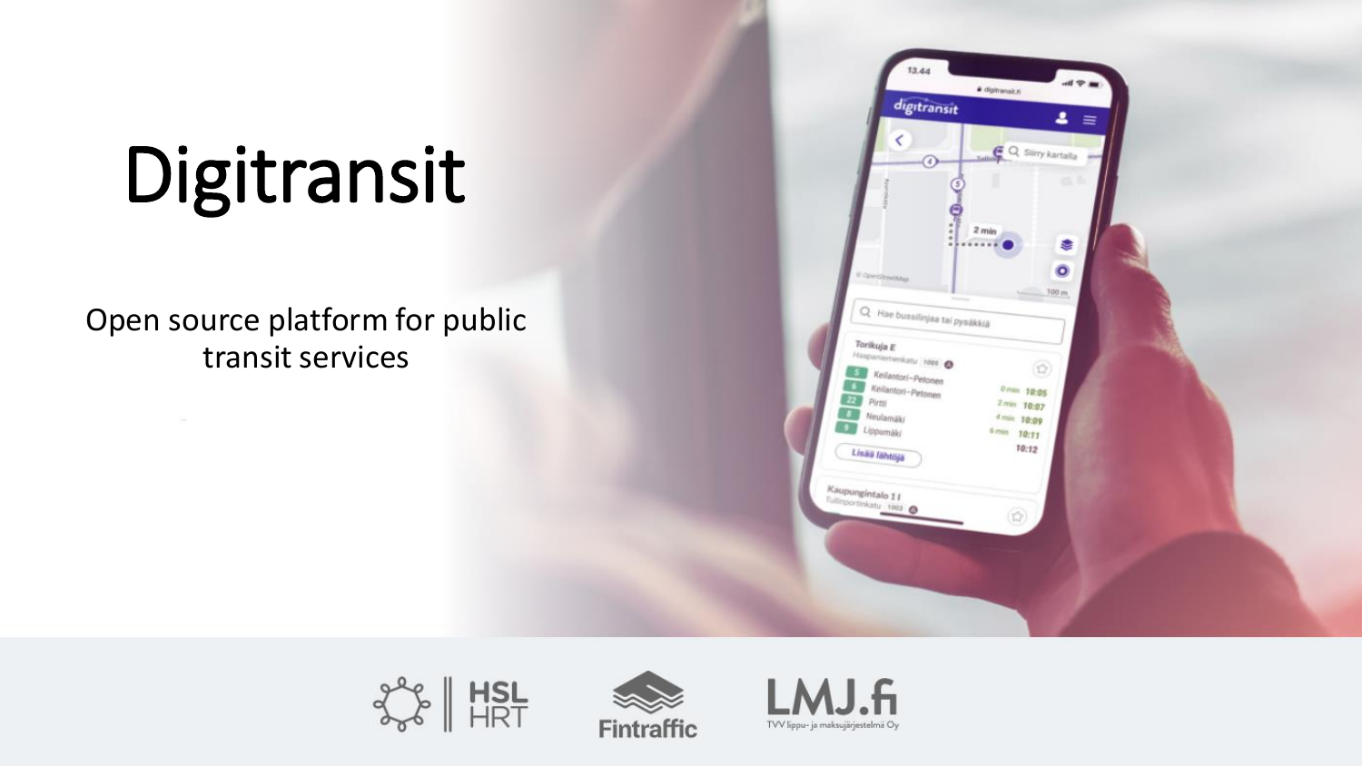# Digitransit

Open source platform for public transit services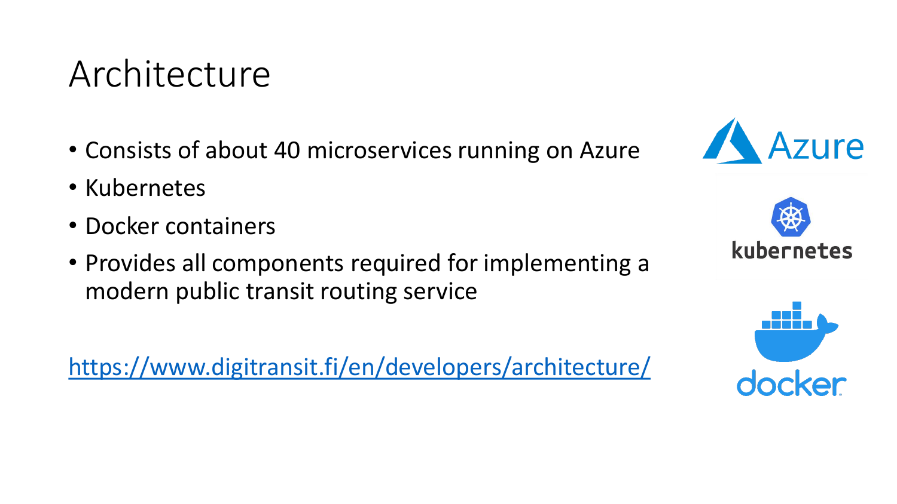# Architecture

- Consists of about 40 microservices running on Azure
- Kubernetes
- Docker containers
- Provides all components required for implementing a modern public transit routing service

https://www.digitransit.fi/en/developers/architecture/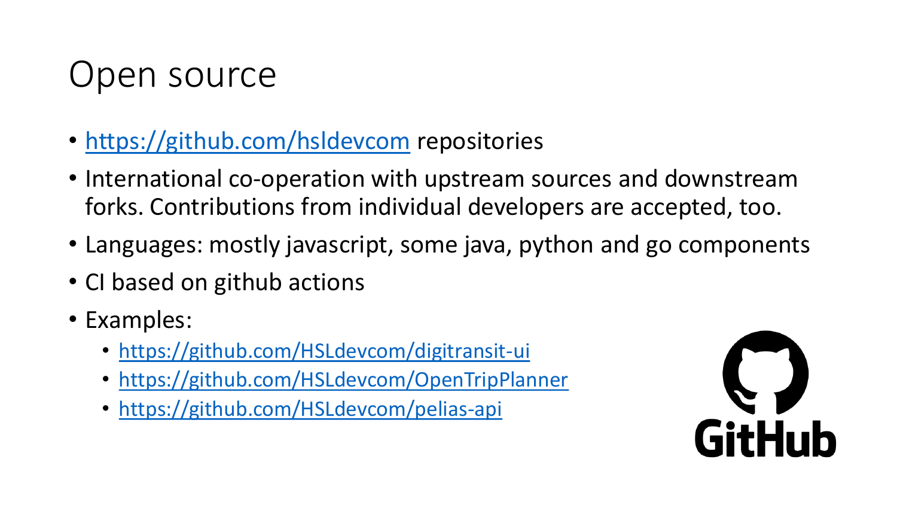# Open source

- https://github.com/hsldevcom repositories
- International co-operation with upstream sources and downstream forks. Contributions from individual developers are accepted, too.
- Languages: mostly javascript, some java, python and go components
- CI based on github actions
- Examples:
  - https://github.com/HSLdevcom/digitransit-ui
  - https://github.com/HSLdevcom/OpenTripPlanner
  - https://github.com/HSLdevcom/pelias-api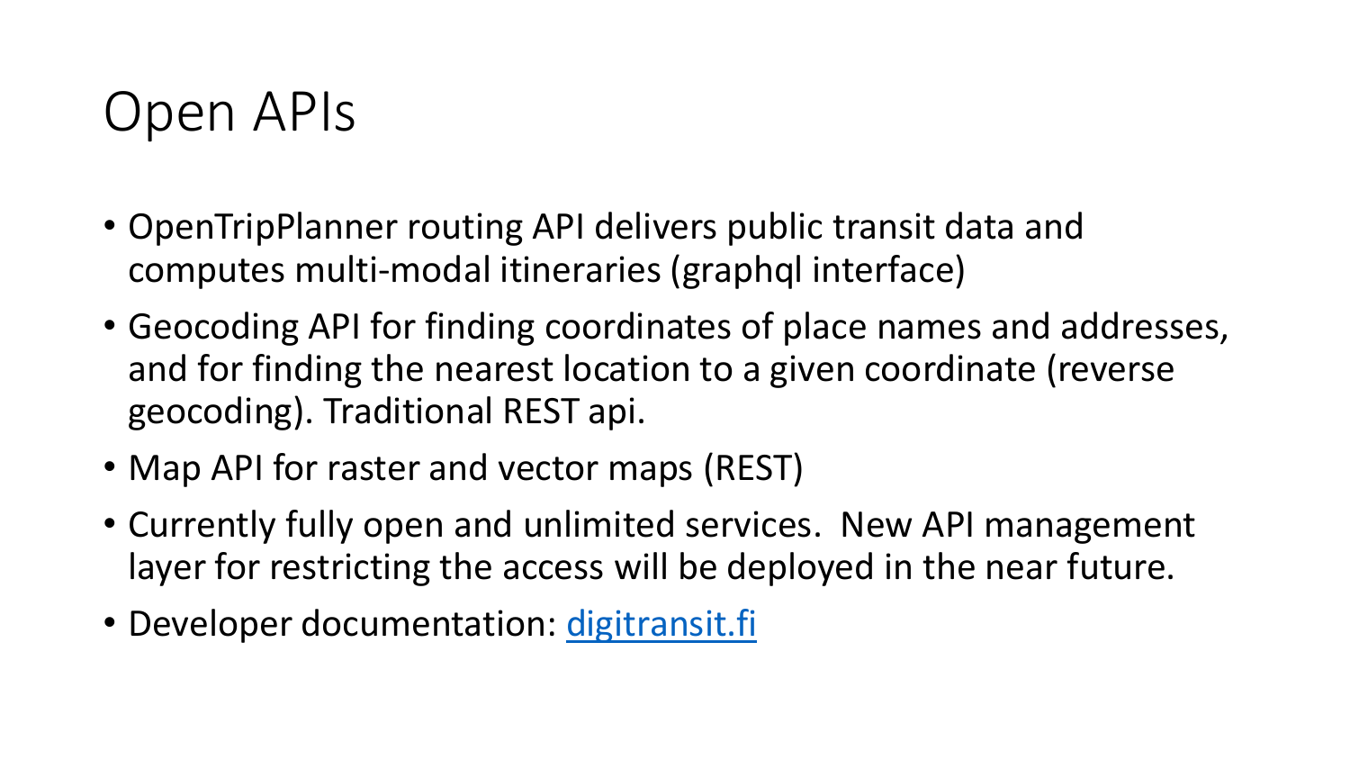# Open APIs

- OpenTripPlanner routing API delivers public transit data and computes multi-modal itineraries (graphql interface)
- Geocoding API for finding coordinates of place names and addresses, and for finding the nearest location to a given coordinate (reverse geocoding). Traditional REST api.
- Map API for raster and vector maps (REST)
- Currently fully open and unlimited services. New API management layer for restricting the access will be deployed in the near future.
- Developer documentation: [digitransit.fi](digitransit.fi)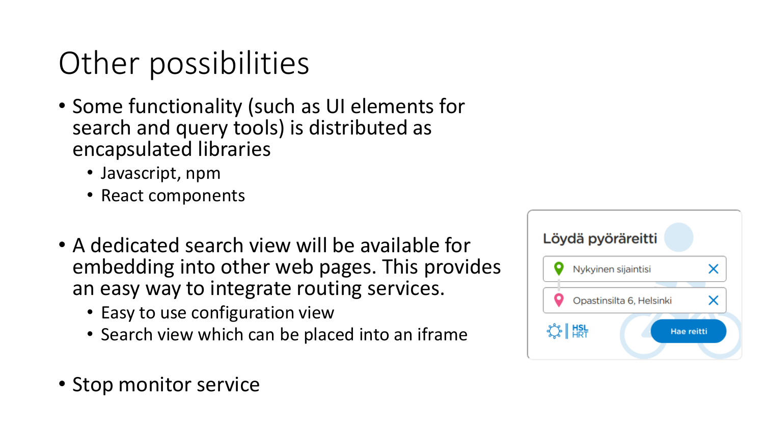# Other possibilities

- Some functionality (such as UI elements for search and query tools) is distributed as encapsulated libraries
  - Javascript, npm
  - React components

- A dedicated search view will be available for embedding into other web pages. This provides an easy way to integrate routing services.
  - Easy to use configuration view
  - Search view which can be placed into an iframe

- Stop monitor service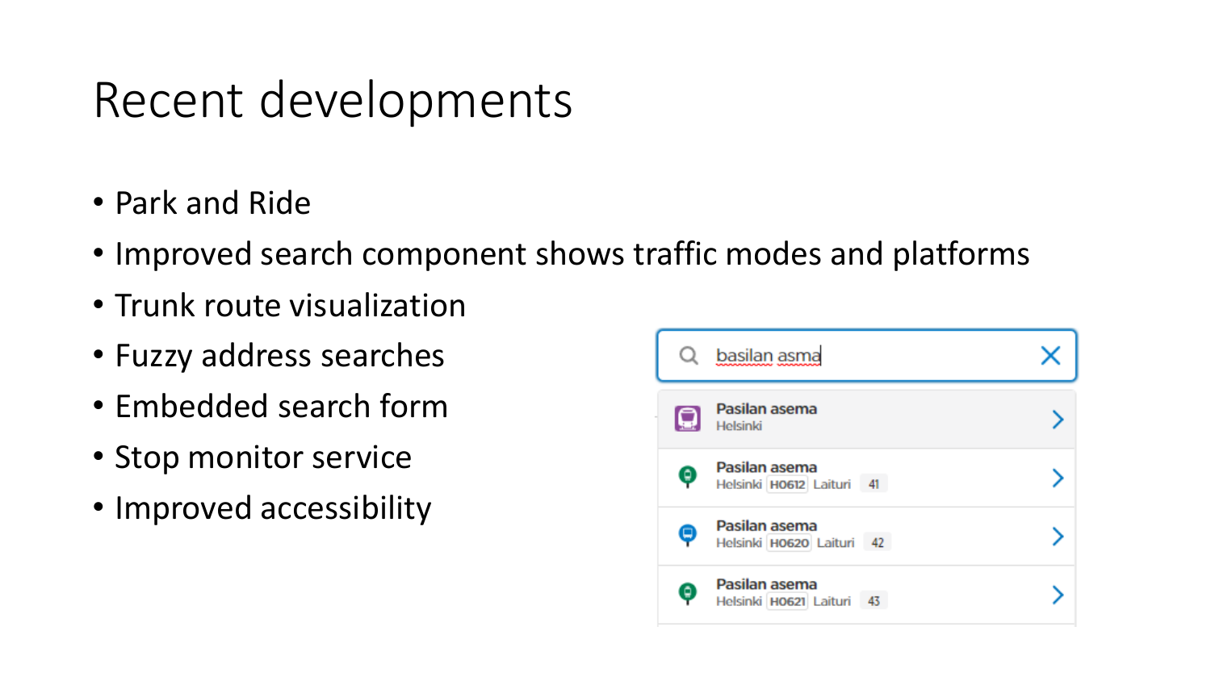# Recent developments

- Park and Ride
- Improved search component shows traffic modes and platforms
- Trunk route visualization
- Fuzzy address searches
- Embedded search form
- Stop monitor service
- Improved accessibility

basilan asma

Pasilan asema
Helsinki

Pasilan asema
Helsinki H0612 Laituri 41

Pasilan asema
Helsinki H0620 Laituri 42

Pasilan asema
Helsinki H0621 Laituri 43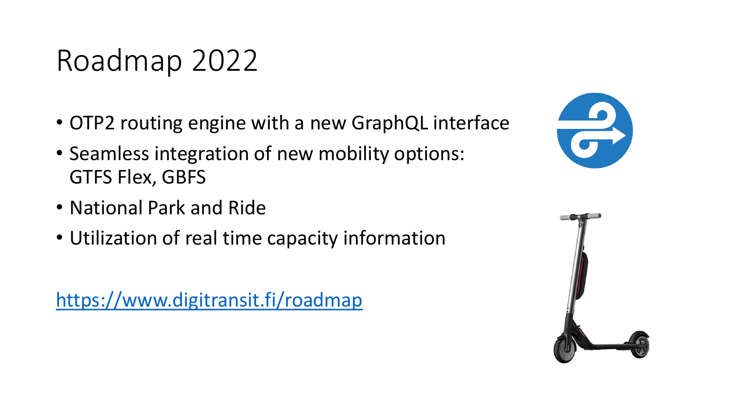# Roadmap 2022

- OTP2 routing engine with a new GraphQL interface
- Seamless integration of new mobility options: GTFS Flex, GBFS
- National Park and Ride
- Utilization of real time capacity information

https://www.digitransit.fi/roadmap